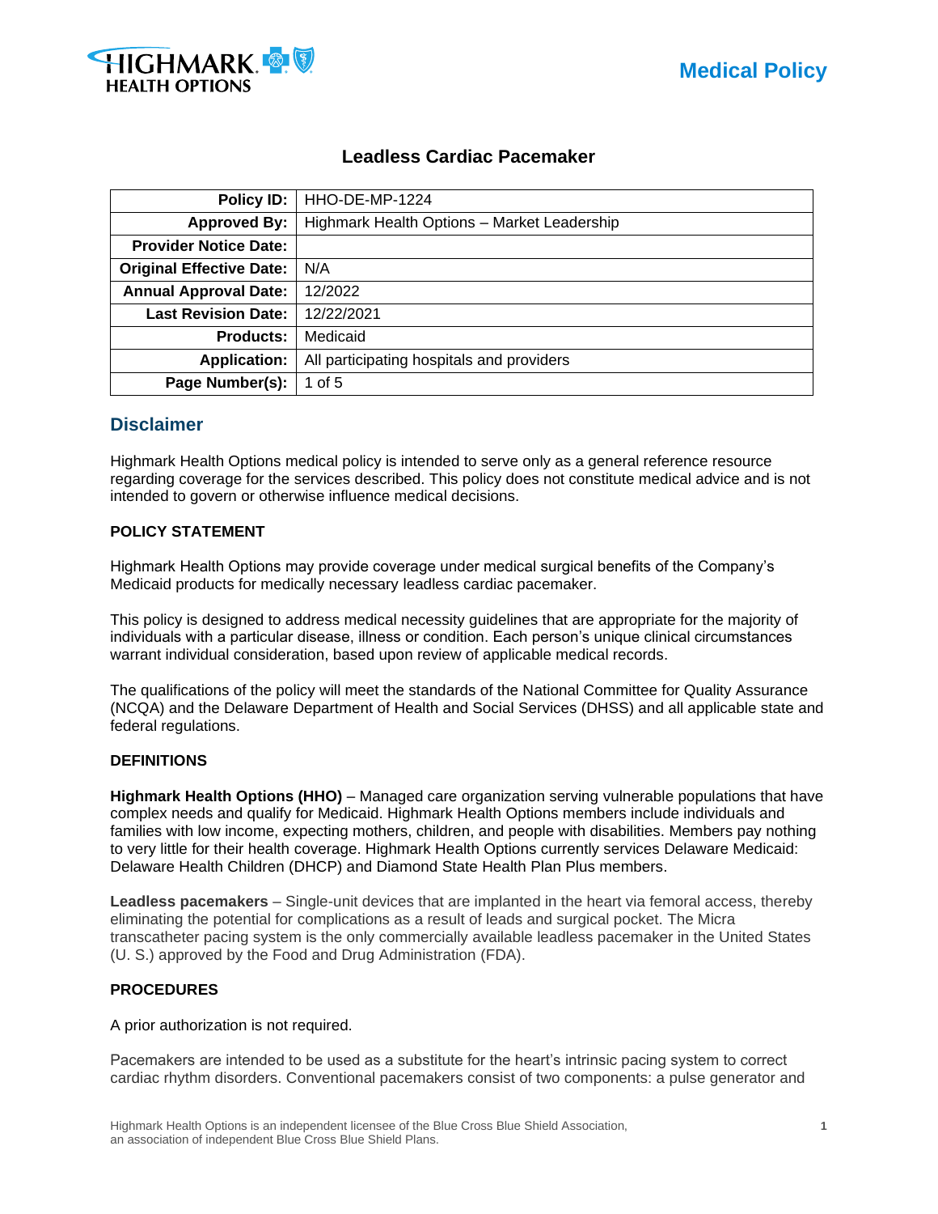# Leadless Cardiac Pacemaker

| Policy ID: | HHO-DE-MP-1224 |
|---|---|
| Approved By: | Highmark Health Options – Market Leadership |
| Provider Notice Date: | |
| Original Effective Date: | N/A |
| Annual Approval Date: | 12/2022 |
| Last Revision Date: | 12/22/2021 |
| Products: | Medicaid |
| Application: | All participating hospitals and providers |
| Page Number(s): | 1 of 5 |

## Disclaimer

Highmark Health Options medical policy is intended to serve only as a general reference resource regarding coverage for the services described. This policy does not constitute medical advice and is not intended to govern or otherwise influence medical decisions.

### POLICY STATEMENT

Highmark Health Options may provide coverage under medical surgical benefits of the Company's Medicaid products for medically necessary leadless cardiac pacemaker.

This policy is designed to address medical necessity guidelines that are appropriate for the majority of individuals with a particular disease, illness or condition. Each person's unique clinical circumstances warrant individual consideration, based upon review of applicable medical records.

The qualifications of the policy will meet the standards of the National Committee for Quality Assurance (NCQA) and the Delaware Department of Health and Social Services (DHSS) and all applicable state and federal regulations.

### DEFINITIONS

**Highmark Health Options (HHO)** – Managed care organization serving vulnerable populations that have complex needs and qualify for Medicaid. Highmark Health Options members include individuals and families with low income, expecting mothers, children, and people with disabilities. Members pay nothing to very little for their health coverage. Highmark Health Options currently services Delaware Medicaid: Delaware Health Children (DHCP) and Diamond State Health Plan Plus members.

**Leadless pacemakers** – Single-unit devices that are implanted in the heart via femoral access, thereby eliminating the potential for complications as a result of leads and surgical pocket. The Micra transcatheter pacing system is the only commercially available leadless pacemaker in the United States (U. S.) approved by the Food and Drug Administration (FDA).

### PROCEDURES

A prior authorization is not required.

Pacemakers are intended to be used as a substitute for the heart's intrinsic pacing system to correct cardiac rhythm disorders. Conventional pacemakers consist of two components: a pulse generator and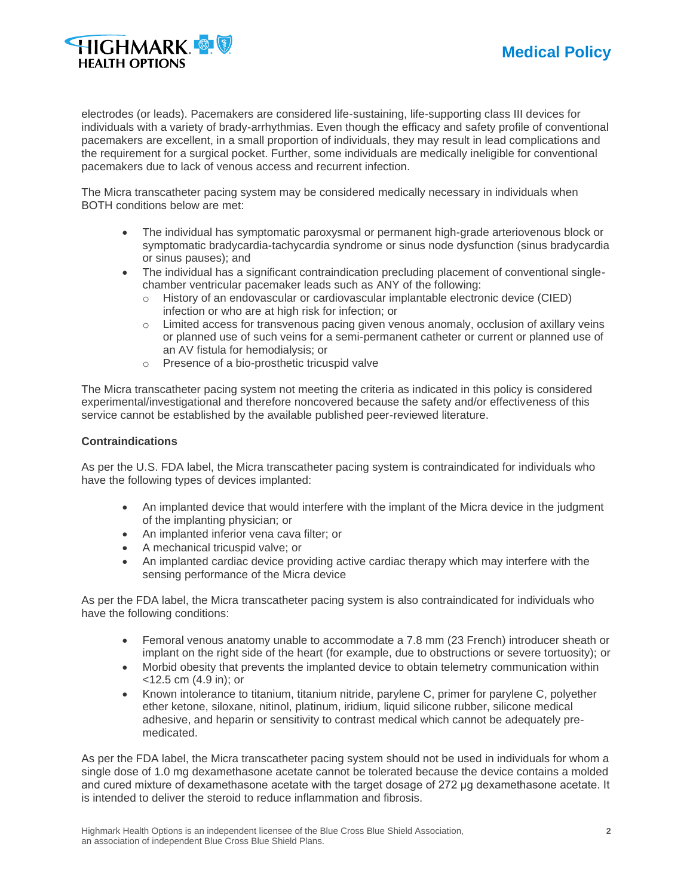electrodes (or leads). Pacemakers are considered life-sustaining, life-supporting class III devices for individuals with a variety of brady-arrhythmias. Even though the efficacy and safety profile of conventional pacemakers are excellent, in a small proportion of individuals, they may result in lead complications and the requirement for a surgical pocket. Further, some individuals are medically ineligible for conventional pacemakers due to lack of venous access and recurrent infection.

The Micra transcatheter pacing system may be considered medically necessary in individuals when BOTH conditions below are met:

- The individual has symptomatic paroxysmal or permanent high-grade arteriovenous block or symptomatic bradycardia-tachycardia syndrome or sinus node dysfunction (sinus bradycardia or sinus pauses); and
- The individual has a significant contraindication precluding placement of conventional single-chamber ventricular pacemaker leads such as ANY of the following:
  - History of an endovascular or cardiovascular implantable electronic device (CIED) infection or who are at high risk for infection; or
  - Limited access for transvenous pacing given venous anomaly, occlusion of axillary veins or planned use of such veins for a semi-permanent catheter or current or planned use of an AV fistula for hemodialysis; or
  - Presence of a bio-prosthetic tricuspid valve

The Micra transcatheter pacing system not meeting the criteria as indicated in this policy is considered experimental/investigational and therefore noncovered because the safety and/or effectiveness of this service cannot be established by the available published peer-reviewed literature.

**Contraindications**

As per the U.S. FDA label, the Micra transcatheter pacing system is contraindicated for individuals who have the following types of devices implanted:

- An implanted device that would interfere with the implant of the Micra device in the judgment of the implanting physician; or
- An implanted inferior vena cava filter; or
- A mechanical tricuspid valve; or
- An implanted cardiac device providing active cardiac therapy which may interfere with the sensing performance of the Micra device

As per the FDA label, the Micra transcatheter pacing system is also contraindicated for individuals who have the following conditions:

- Femoral venous anatomy unable to accommodate a 7.8 mm (23 French) introducer sheath or implant on the right side of the heart (for example, due to obstructions or severe tortuosity); or
- Morbid obesity that prevents the implanted device to obtain telemetry communication within <12.5 cm (4.9 in); or
- Known intolerance to titanium, titanium nitride, parylene C, primer for parylene C, polyether ether ketone, siloxane, nitinol, platinum, iridium, liquid silicone rubber, silicone medical adhesive, and heparin or sensitivity to contrast medical which cannot be adequately pre-medicated.

As per the FDA label, the Micra transcatheter pacing system should not be used in individuals for whom a single dose of 1.0 mg dexamethasone acetate cannot be tolerated because the device contains a molded and cured mixture of dexamethasone acetate with the target dosage of 272 µg dexamethasone acetate. It is intended to deliver the steroid to reduce inflammation and fibrosis.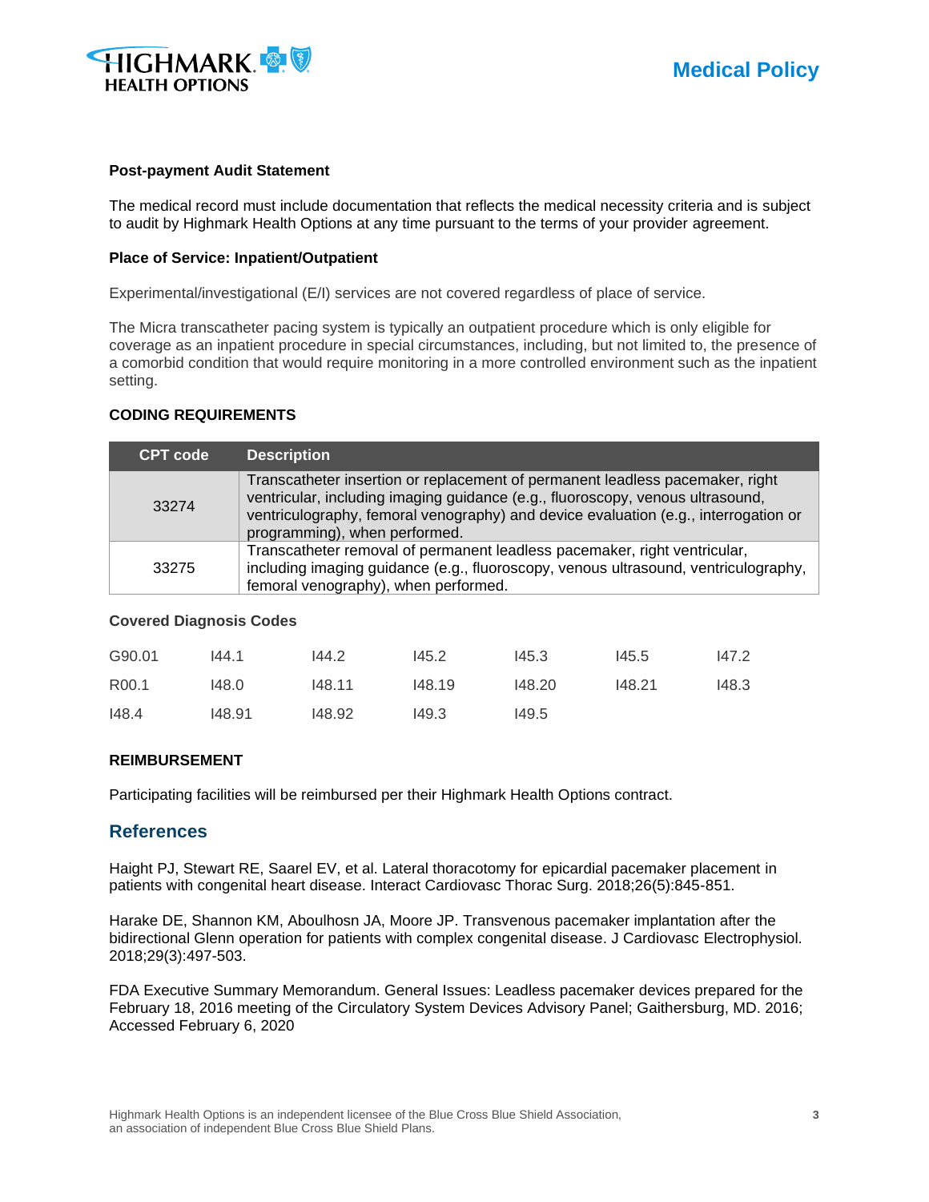**Post-payment Audit Statement**

The medical record must include documentation that reflects the medical necessity criteria and is subject to audit by Highmark Health Options at any time pursuant to the terms of your provider agreement.

**Place of Service: Inpatient/Outpatient**

Experimental/investigational (E/I) services are not covered regardless of place of service.

The Micra transcatheter pacing system is typically an outpatient procedure which is only eligible for coverage as an inpatient procedure in special circumstances, including, but not limited to, the presence of a comorbid condition that would require monitoring in a more controlled environment such as the inpatient setting.

**CODING REQUIREMENTS**

| CPT code | Description |
|---|---|
| 33274 | Transcatheter insertion or replacement of permanent leadless pacemaker, right ventricular, including imaging guidance (e.g., fluoroscopy, venous ultrasound, ventriculography, femoral venography) and device evaluation (e.g., interrogation or programming), when performed. |
| 33275 | Transcatheter removal of permanent leadless pacemaker, right ventricular, including imaging guidance (e.g., fluoroscopy, venous ultrasound, ventriculography, femoral venography), when performed. |

**Covered Diagnosis Codes**

| | | | | | | |
|---|---|---|---|---|---|---|
| G90.01 | I44.1 | I44.2 | I45.2 | I45.3 | I45.5 | I47.2 |
| R00.1 | I48.0 | I48.11 | I48.19 | I48.20 | I48.21 | I48.3 |
| I48.4 | I48.91 | I48.92 | I49.3 | I49.5 | | |

**REIMBURSEMENT**

Participating facilities will be reimbursed per their Highmark Health Options contract.

## References

Haight PJ, Stewart RE, Saarel EV, et al. Lateral thoracotomy for epicardial pacemaker placement in patients with congenital heart disease. Interact Cardiovasc Thorac Surg. 2018;26(5):845-851.

Harake DE, Shannon KM, Aboulhosn JA, Moore JP. Transvenous pacemaker implantation after the bidirectional Glenn operation for patients with complex congenital disease. J Cardiovasc Electrophysiol. 2018;29(3):497-503.

FDA Executive Summary Memorandum. General Issues: Leadless pacemaker devices prepared for the February 18, 2016 meeting of the Circulatory System Devices Advisory Panel; Gaithersburg, MD. 2016; Accessed February 6, 2020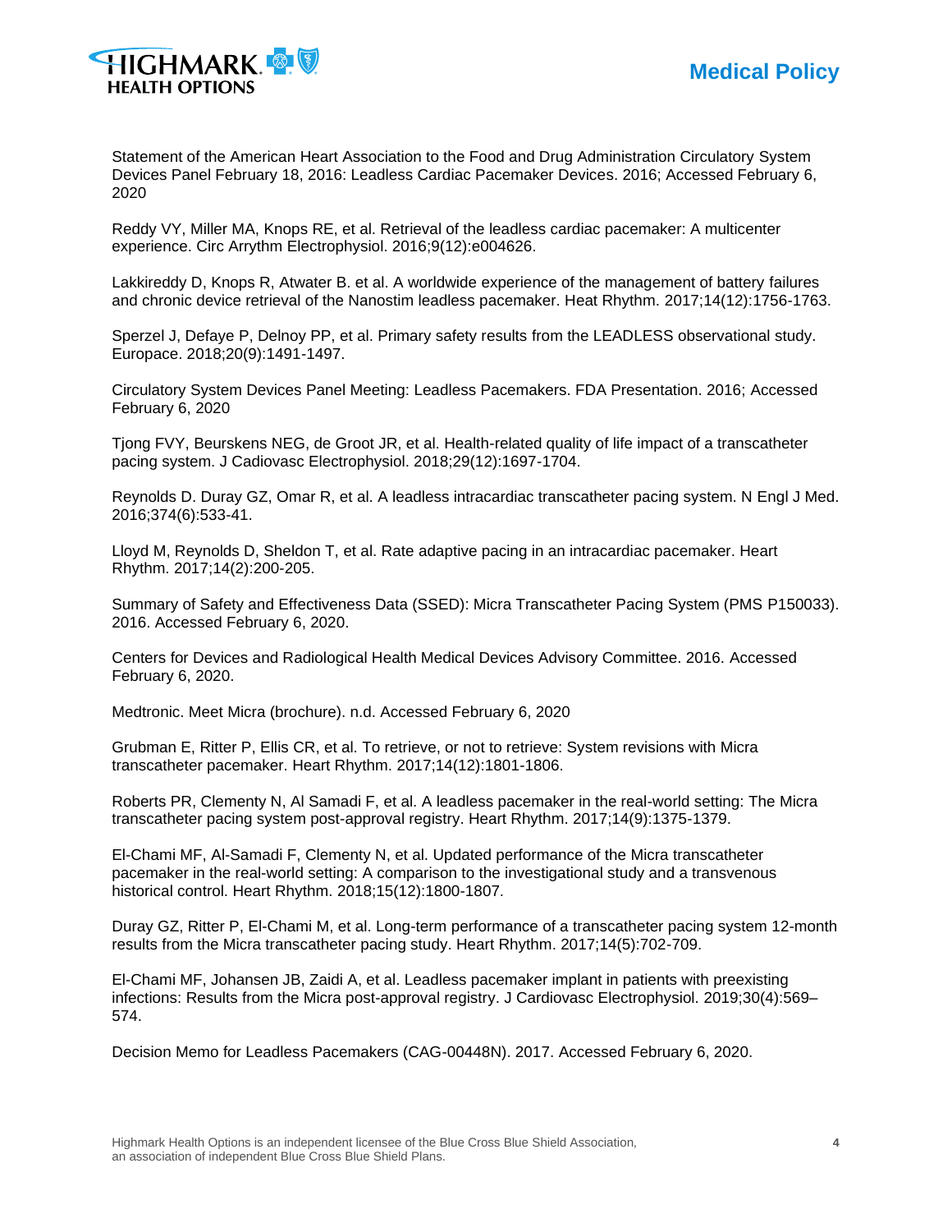Statement of the American Heart Association to the Food and Drug Administration Circulatory System Devices Panel February 18, 2016: Leadless Cardiac Pacemaker Devices. 2016; Accessed February 6, 2020

Reddy VY, Miller MA, Knops RE, et al. Retrieval of the leadless cardiac pacemaker: A multicenter experience. Circ Arrythm Electrophysiol. 2016;9(12):e004626.

Lakkireddy D, Knops R, Atwater B. et al. A worldwide experience of the management of battery failures and chronic device retrieval of the Nanostim leadless pacemaker. Heat Rhythm. 2017;14(12):1756-1763.

Sperzel J, Defaye P, Delnoy PP, et al. Primary safety results from the LEADLESS observational study. Europace. 2018;20(9):1491-1497.

Circulatory System Devices Panel Meeting: Leadless Pacemakers. FDA Presentation. 2016; Accessed February 6, 2020

Tjong FVY, Beurskens NEG, de Groot JR, et al. Health-related quality of life impact of a transcatheter pacing system. J Cadiovasc Electrophysiol. 2018;29(12):1697-1704.

Reynolds D. Duray GZ, Omar R, et al. A leadless intracardiac transcatheter pacing system. N Engl J Med. 2016;374(6):533-41.

Lloyd M, Reynolds D, Sheldon T, et al. Rate adaptive pacing in an intracardiac pacemaker. Heart Rhythm. 2017;14(2):200-205.

Summary of Safety and Effectiveness Data (SSED): Micra Transcatheter Pacing System (PMS P150033). 2016. Accessed February 6, 2020.

Centers for Devices and Radiological Health Medical Devices Advisory Committee. 2016. Accessed February 6, 2020.

Medtronic. Meet Micra (brochure). n.d. Accessed February 6, 2020

Grubman E, Ritter P, Ellis CR, et al. To retrieve, or not to retrieve: System revisions with Micra transcatheter pacemaker. Heart Rhythm. 2017;14(12):1801-1806.

Roberts PR, Clementy N, Al Samadi F, et al. A leadless pacemaker in the real-world setting: The Micra transcatheter pacing system post-approval registry. Heart Rhythm. 2017;14(9):1375-1379.

El-Chami MF, Al-Samadi F, Clementy N, et al. Updated performance of the Micra transcatheter pacemaker in the real-world setting: A comparison to the investigational study and a transvenous historical control. Heart Rhythm. 2018;15(12):1800-1807.

Duray GZ, Ritter P, El-Chami M, et al. Long-term performance of a transcatheter pacing system 12-month results from the Micra transcatheter pacing study. Heart Rhythm. 2017;14(5):702-709.

El-Chami MF, Johansen JB, Zaidi A, et al. Leadless pacemaker implant in patients with preexisting infections: Results from the Micra post-approval registry. J Cardiovasc Electrophysiol. 2019;30(4):569–574.

Decision Memo for Leadless Pacemakers (CAG-00448N). 2017. Accessed February 6, 2020.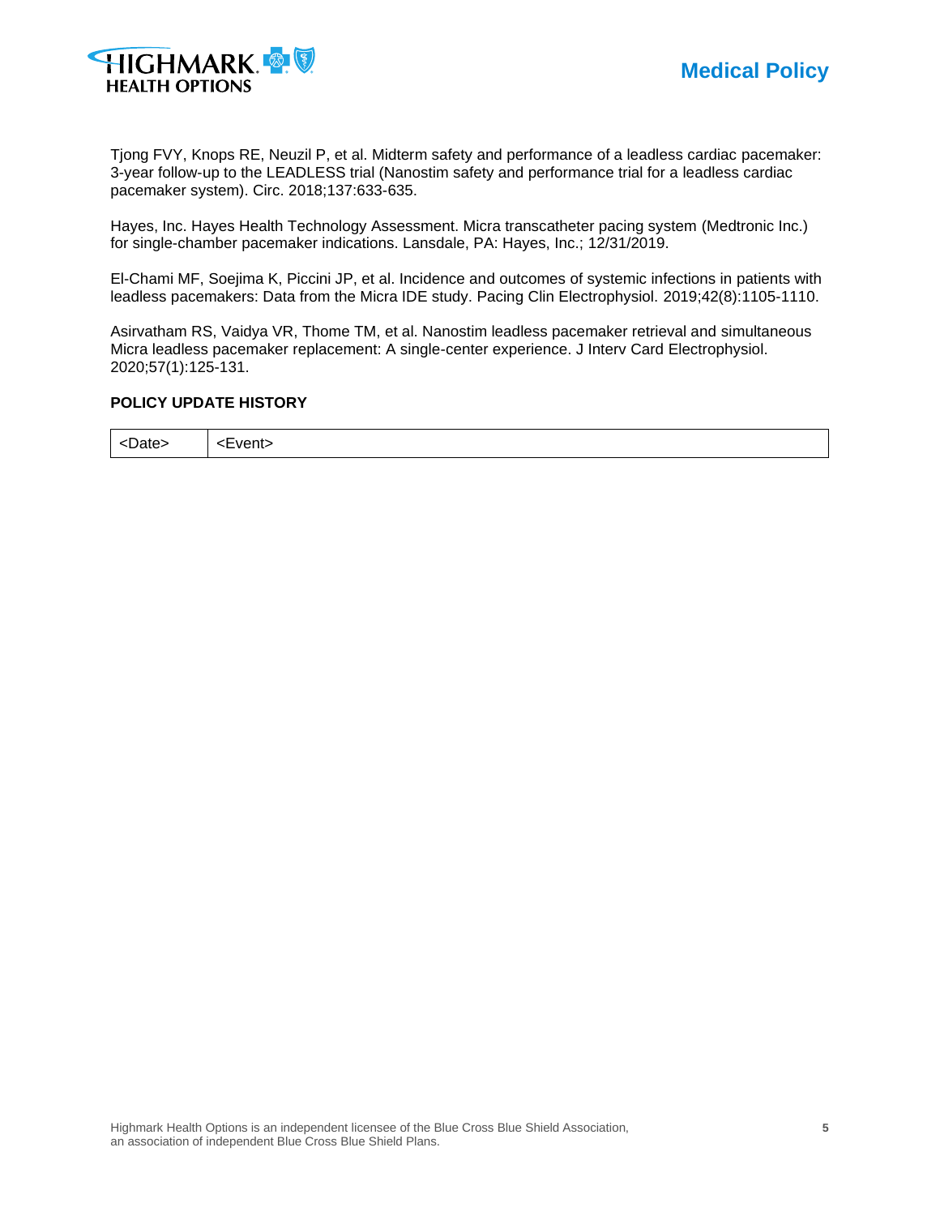Tjong FVY, Knops RE, Neuzil P, et al. Midterm safety and performance of a leadless cardiac pacemaker: 3-year follow-up to the LEADLESS trial (Nanostim safety and performance trial for a leadless cardiac pacemaker system). Circ. 2018;137:633-635.

Hayes, Inc. Hayes Health Technology Assessment. Micra transcatheter pacing system (Medtronic Inc.) for single-chamber pacemaker indications. Lansdale, PA: Hayes, Inc.; 12/31/2019.

El-Chami MF, Soejima K, Piccini JP, et al. Incidence and outcomes of systemic infections in patients with leadless pacemakers: Data from the Micra IDE study. Pacing Clin Electrophysiol. 2019;42(8):1105-1110.

Asirvatham RS, Vaidya VR, Thome TM, et al. Nanostim leadless pacemaker retrieval and simultaneous Micra leadless pacemaker replacement: A single-center experience. J Interv Card Electrophysiol. 2020;57(1):125-131.

**POLICY UPDATE HISTORY**

| | |
|---|---|
| <Date> | <Event> |